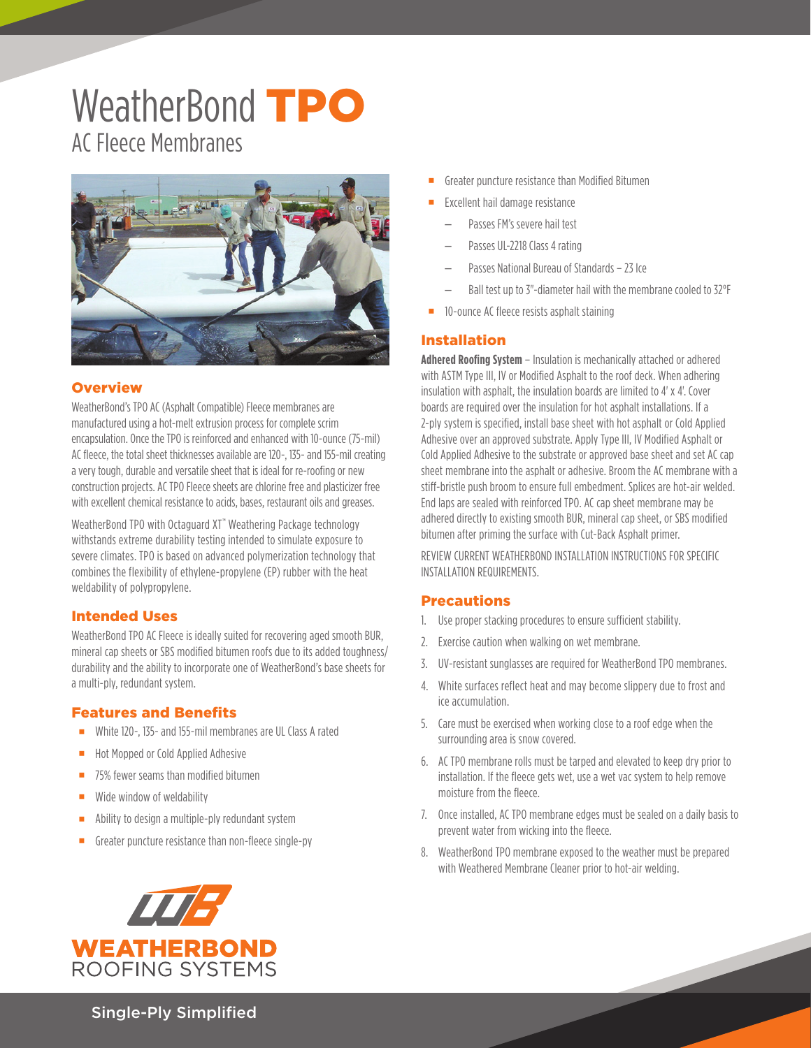# WeatherBond TPO

## AC Fleece Membranes

### Overview

WeatherBond's TPO AC (Asphalt Compatible) Fleece membranes are manufactured using a hot-melt extrusion process for complete scrim encapsulation. Once the TPO is reinforced and enhanced with 10-ounce (75-mil) AC fleece, the total sheet thicknesses available are 120-, 135- and 155-mil creating a very tough, durable and versatile sheet that is ideal for re-roofing or new construction projects. AC TPO Fleece sheets are chlorine free and plasticizer free with excellent chemical resistance to acids, bases, restaurant oils and greases.

WeatherBond TPO with Octaguard XT® Weathering Package technology withstands extreme durability testing intended to simulate exposure to severe climates. TPO is based on advanced polymerization technology that combines the flexibility of ethylene-propylene (EP) rubber with the heat weldability of polypropylene.

### Intended Uses

WeatherBond TPO AC Fleece is ideally suited for recovering aged smooth BUR, mineral cap sheets or SBS modified bitumen roofs due to its added toughness/durability and the ability to incorporate one of WeatherBond's base sheets for a multi-ply, redundant system.

### Features and Benefits

- White 120-, 135- and 155-mil membranes are UL Class A rated
- Hot Mopped or Cold Applied Adhesive
- 75% fewer seams than modified bitumen
- Wide window of weldability
- Ability to design a multiple-ply redundant system
- Greater puncture resistance than non-fleece single-py
- Greater puncture resistance than Modified Bitumen
- Excellent hail damage resistance
  - Passes FM's severe hail test
  - Passes UL-2218 Class 4 rating
  - Passes National Bureau of Standards – 23 Ice
  - Ball test up to 3"-diameter hail with the membrane cooled to 32°F
- 10-ounce AC fleece resists asphalt staining

### Installation

**Adhered Roofing System** – Insulation is mechanically attached or adhered with ASTM Type III, IV or Modified Asphalt to the roof deck. When adhering insulation with asphalt, the insulation boards are limited to 4' x 4'. Cover boards are required over the insulation for hot asphalt installations. If a 2-ply system is specified, install base sheet with hot asphalt or Cold Applied Adhesive over an approved substrate. Apply Type III, IV Modified Asphalt or Cold Applied Adhesive to the substrate or approved base sheet and set AC cap sheet membrane into the asphalt or adhesive. Broom the AC membrane with a stiff-bristle push broom to ensure full embedment. Splices are hot-air welded. End laps are sealed with reinforced TPO. AC cap sheet membrane may be adhered directly to existing smooth BUR, mineral cap sheet, or SBS modified bitumen after priming the surface with Cut-Back Asphalt primer.

REVIEW CURRENT WEATHERBOND INSTALLATION INSTRUCTIONS FOR SPECIFIC INSTALLATION REQUIREMENTS.

### Precautions

1. Use proper stacking procedures to ensure sufficient stability.
2. Exercise caution when walking on wet membrane.
3. UV-resistant sunglasses are required for WeatherBond TPO membranes.
4. White surfaces reflect heat and may become slippery due to frost and ice accumulation.
5. Care must be exercised when working close to a roof edge when the surrounding area is snow covered.
6. AC TPO membrane rolls must be tarped and elevated to keep dry prior to installation. If the fleece gets wet, use a wet vac system to help remove moisture from the fleece.
7. Once installed, AC TPO membrane edges must be sealed on a daily basis to prevent water from wicking into the fleece.
8. WeatherBond TPO membrane exposed to the weather must be prepared with Weathered Membrane Cleaner prior to hot-air welding.

WEATHERBOND ROOFING SYSTEMS

Single-Ply Simplified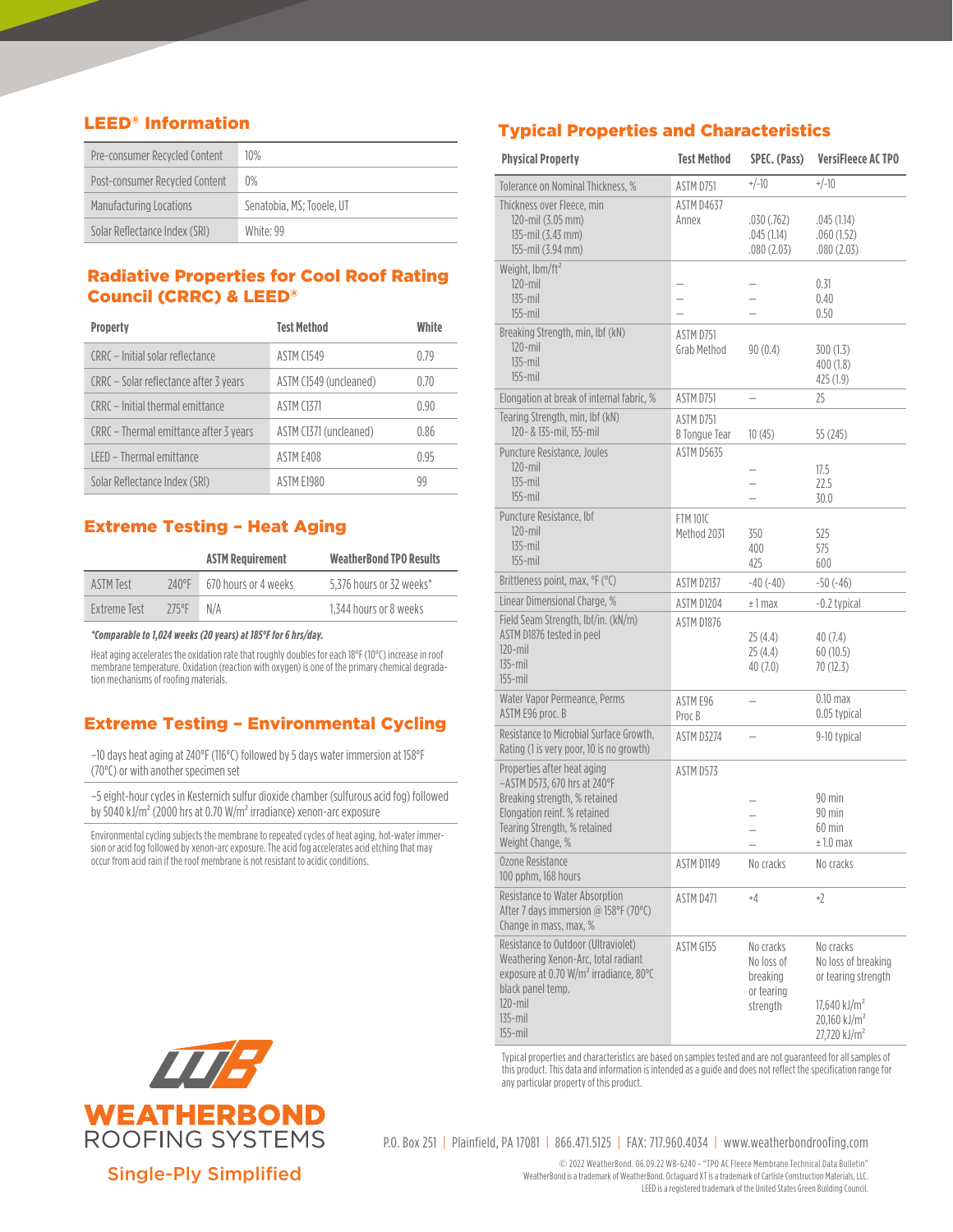## LEED® Information

| | |
|---|---|
| Pre-consumer Recycled Content | 10% |
| Post-consumer Recycled Content | 0% |
| Manufacturing Locations | Senatobia, MS; Tooele, UT |
| Solar Reflectance Index (SRI) | White: 99 |

## Radiative Properties for Cool Roof Rating Council (CRRC) & LEED®

| Property | Test Method | White |
|---|---|---|
| CRRC – Initial solar reflectance | ASTM C1549 | 0.79 |
| CRRC – Solar reflectance after 3 years | ASTM C1549 (uncleaned) | 0.70 |
| CRRC – Initial thermal emittance | ASTM C1371 | 0.90 |
| CRRC – Thermal emittance after 3 years | ASTM C1371 (uncleaned) | 0.86 |
| LEED – Thermal emittance | ASTM E408 | 0.95 |
| Solar Reflectance Index (SRI) | ASTM E1980 | 99 |

## Extreme Testing – Heat Aging

| | | ASTM Requirement | WeatherBond TPO Results |
|---|---|---|---|
| ASTM Test | 240°F | 670 hours or 4 weeks | 5,376 hours or 32 weeks* |
| Extreme Test | 275°F | N/A | 1,344 hours or 8 weeks |

***Comparable to 1,024 weeks (20 years) at 185°F for 6 hrs/day.**

Heat aging accelerates the oxidation rate that roughly doubles for each 18°F (10°C) increase in roof membrane temperature. Oxidation (reaction with oxygen) is one of the primary chemical degradation mechanisms of roofing materials.

## Extreme Testing – Environmental Cycling

–10 days heat aging at 240°F (116°C) followed by 5 days water immersion at 158°F (70°C) or with another specimen set

–5 eight-hour cycles in Kesternich sulfur dioxide chamber (sulfurous acid fog) followed by 5040 kJ/m² (2000 hrs at 0.70 W/m² irradiance) xenon-arc exposure

Environmental cycling subjects the membrane to repeated cycles of heat aging, hot-water immersion or acid fog followed by xenon-arc exposure. The acid fog accelerates acid etching that may occur from acid rain if the roof membrane is not resistant to acidic conditions.

## Typical Properties and Characteristics

| Physical Property | Test Method | SPEC. (Pass) | VersiFleece AC TPO |
|---|---|---|---|
| Tolerance on Nominal Thickness, % | ASTM D751 | +/-10 | +/-10 |
| Thickness over Fleece, min<br>120-mil (3.05 mm)<br>135-mil (3.43 mm)<br>155-mil (3.94 mm) | ASTM D4637 Annex | .030 (.762)<br>.045 (1.14)<br>.080 (2.03) | .045 (1.14)<br>.060 (1.52)<br>.080 (2.03) |
| Weight, lbm/ft²<br>120-mil<br>135-mil<br>155-mil | –<br>–<br>– | –<br>–<br>– | 0.31<br>0.40<br>0.50 |
| Breaking Strength, min, lbf (kN)<br>120-mil<br>135-mil<br>155-mil | ASTM D751 Grab Method | 90 (0.4) | 300 (1.3)<br>400 (1.8)<br>425 (1.9) |
| Elongation at break of internal fabric, % | ASTM D751 | – | 25 |
| Tearing Strength, min, lbf (kN)<br>120- & 135-mil, 155-mil | ASTM D751 B Tongue Tear | 10 (45) | 55 (245) |
| Puncture Resistance, Joules<br>120-mil<br>135-mil<br>155-mil | ASTM D5635 | –<br>–<br>– | 17.5<br>22.5<br>30.0 |
| Puncture Resistance, lbf<br>120-mil<br>135-mil<br>155-mil | FTM 101C Method 2031 | 350<br>400<br>425 | 525<br>575<br>600 |
| Brittleness point, max, °F (°C) | ASTM D2137 | -40 (-40) | -50 (-46) |
| Linear Dimensional Charge, % | ASTM D1204 | ± 1 max | -0.2 typical |
| Field Seam Strength, lbf/in. (kN/m)<br>ASTM D1876 tested in peel<br>120-mil<br>135-mil<br>155-mil | ASTM D1876 | 25 (4.4)<br>25 (4.4)<br>40 (7.0) | 40 (7.4)<br>60 (10.5)<br>70 (12.3) |
| Water Vapor Permeance, Perms<br>ASTM E96 proc. B | ASTM E96 Proc B | – | 0.10 max<br>0.05 typical |
| Resistance to Microbial Surface Growth, Rating (1 is very poor, 10 is no growth) | ASTM D3274 | – | 9-10 typical |
| Properties after heat aging<br>–ASTM D573, 670 hrs at 240°F<br>Breaking strength, % retained<br>Elongation reinf. % retained<br>Tearing Strength, % retained<br>Weight Change, % | ASTM D573 | <br><br>–<br>–<br>–<br>– | <br><br>90 min<br>90 min<br>60 min<br>± 1.0 max |
| Ozone Resistance<br>100 pphm, 168 hours | ASTM D1149 | No cracks | No cracks |
| Resistance to Water Absorption<br>After 7 days immersion @ 158°F (70°C)<br>Change in mass, max, % | ASTM D471 | +4 | +2 |
| Resistance to Outdoor (Ultraviolet) Weathering Xenon-Arc, total radiant exposure at 0.70 W/m² irradiance, 80°C black panel temp.<br>120-mil<br>135-mil<br>155-mil | ASTM G155 | No cracks<br>No loss of breaking or tearing strength | No cracks<br>No loss of breaking or tearing strength<br>17,640 kJ/m²<br>20,160 kJ/m²<br>27,720 kJ/m² |

Typical properties and characteristics are based on samples tested and are not guaranteed for all samples of this product. This data and information is intended as a guide and does not reflect the specification range for any particular property of this product.

WEATHERBOND ROOFING SYSTEMS

Single-Ply Simplified

P.O. Box 251 | Plainfield, PA 17081 | 866.471.5125 | FAX: 717.960.4034 | www.weatherbondroofing.com

© 2022 WeatherBond. 06.09.22 WB-6240 – "TPO AC Fleece Membrane Technical Data Bulletin"
WeatherBond is a trademark of WeatherBond. Octaguard XT is a trademark of Carlisle Construction Materials, LLC.
LEED is a registered trademark of the United States Green Building Council.